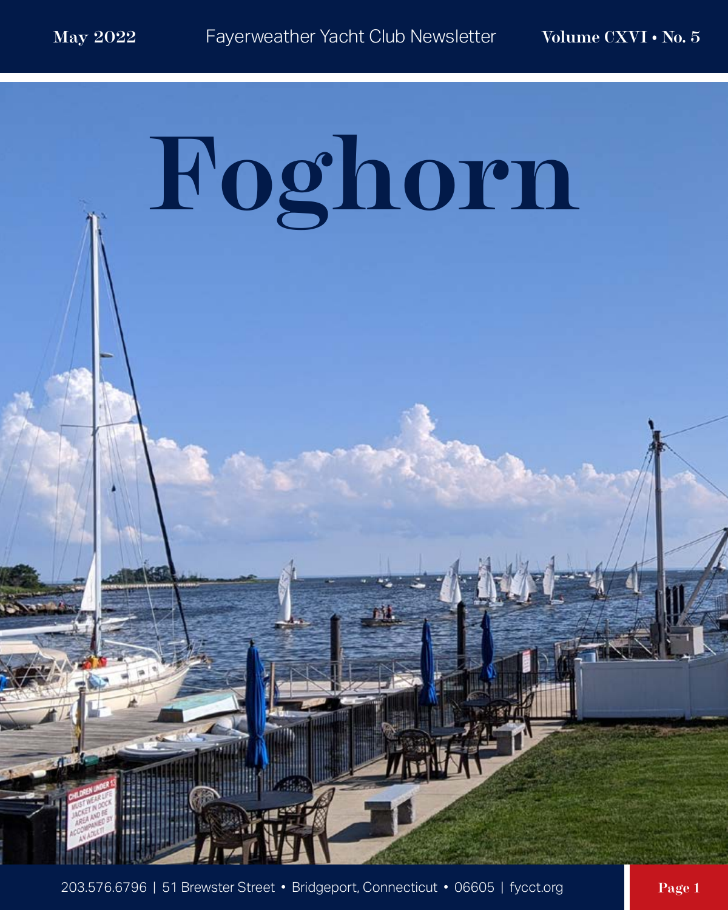May 2022 Fayerweather Yacht Club Newsletter Volume CXVI • No. 5

# Foghorn

203.576.6796 | 51 Brewster Street • Bridgeport, Connecticut • 06605 | fycct.org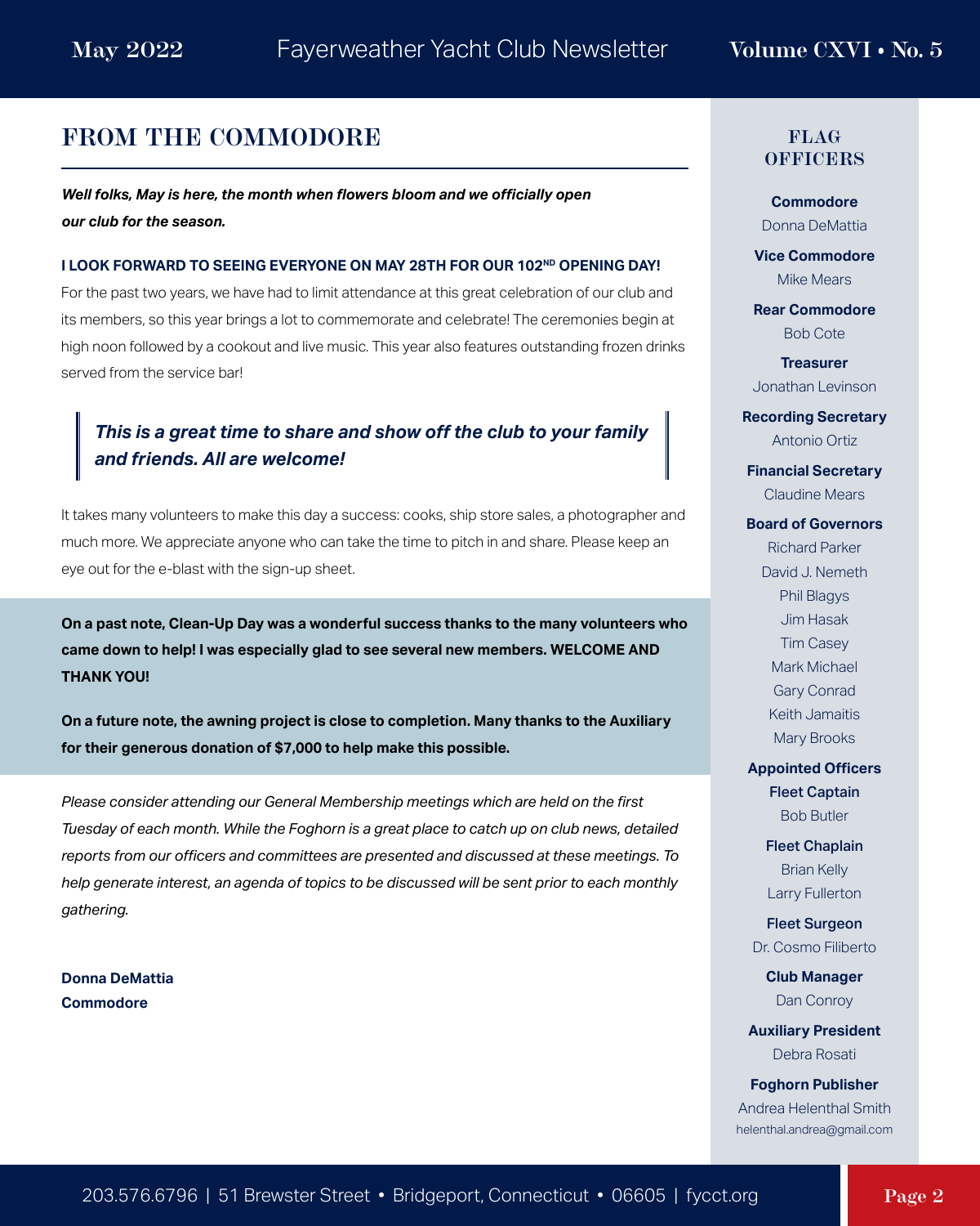## FROM THE COMMODORE

***Well folks, May is here, the month when flowers bloom and we officially open our club for the season.***

**I LOOK FORWARD TO SEEING EVERYONE ON MAY 28TH FOR OUR 102ND OPENING DAY!**

For the past two years, we have had to limit attendance at this great celebration of our club and its members, so this year brings a lot to commemorate and celebrate! The ceremonies begin at high noon followed by a cookout and live music. This year also features outstanding frozen drinks served from the service bar!

> ***This is a great time to share and show off the club to your family and friends. All are welcome!***

It takes many volunteers to make this day a success: cooks, ship store sales, a photographer and much more. We appreciate anyone who can take the time to pitch in and share. Please keep an eye out for the e-blast with the sign-up sheet.

**On a past note, Clean-Up Day was a wonderful success thanks to the many volunteers who came down to help! I was especially glad to see several new members. WELCOME AND THANK YOU!**

**On a future note, the awning project is close to completion. Many thanks to the Auxiliary for their generous donation of $7,000 to help make this possible.**

*Please consider attending our General Membership meetings which are held on the first Tuesday of each month. While the Foghorn is a great place to catch up on club news, detailed reports from our officers and committees are presented and discussed at these meetings. To help generate interest, an agenda of topics to be discussed will be sent prior to each monthly gathering.*

**Donna DeMattia**
**Commodore**

## FLAG OFFICERS

**Commodore**
Donna DeMattia

**Vice Commodore**
Mike Mears

**Rear Commodore**
Bob Cote

**Treasurer**
Jonathan Levinson

**Recording Secretary**
Antonio Ortiz

**Financial Secretary**
Claudine Mears

**Board of Governors**
Richard Parker
David J. Nemeth
Phil Blagys
Jim Hasak
Tim Casey
Mark Michael
Gary Conrad
Keith Jamaitis
Mary Brooks

**Appointed Officers**

**Fleet Captain**
Bob Butler

**Fleet Chaplain**
Brian Kelly
Larry Fullerton

**Fleet Surgeon**
Dr. Cosmo Filiberto

**Club Manager**
Dan Conroy

**Auxiliary President**
Debra Rosati

**Foghorn Publisher**
Andrea Helenthal Smith
helenthal.andrea@gmail.com

203.576.6796 | 51 Brewster Street • Bridgeport, Connecticut • 06605 | fycct.org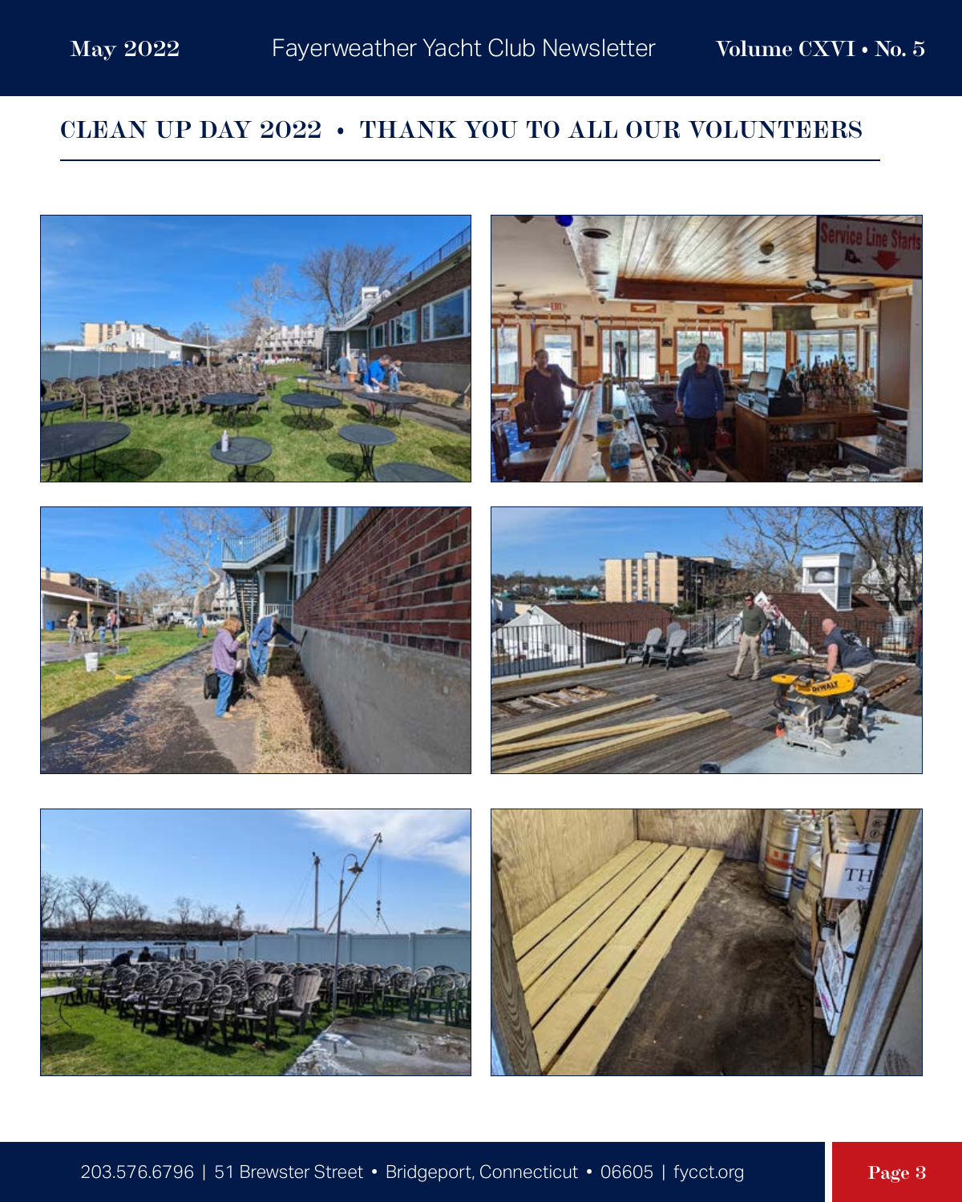## CLEAN UP DAY 2022 • THANK YOU TO ALL OUR VOLUNTEERS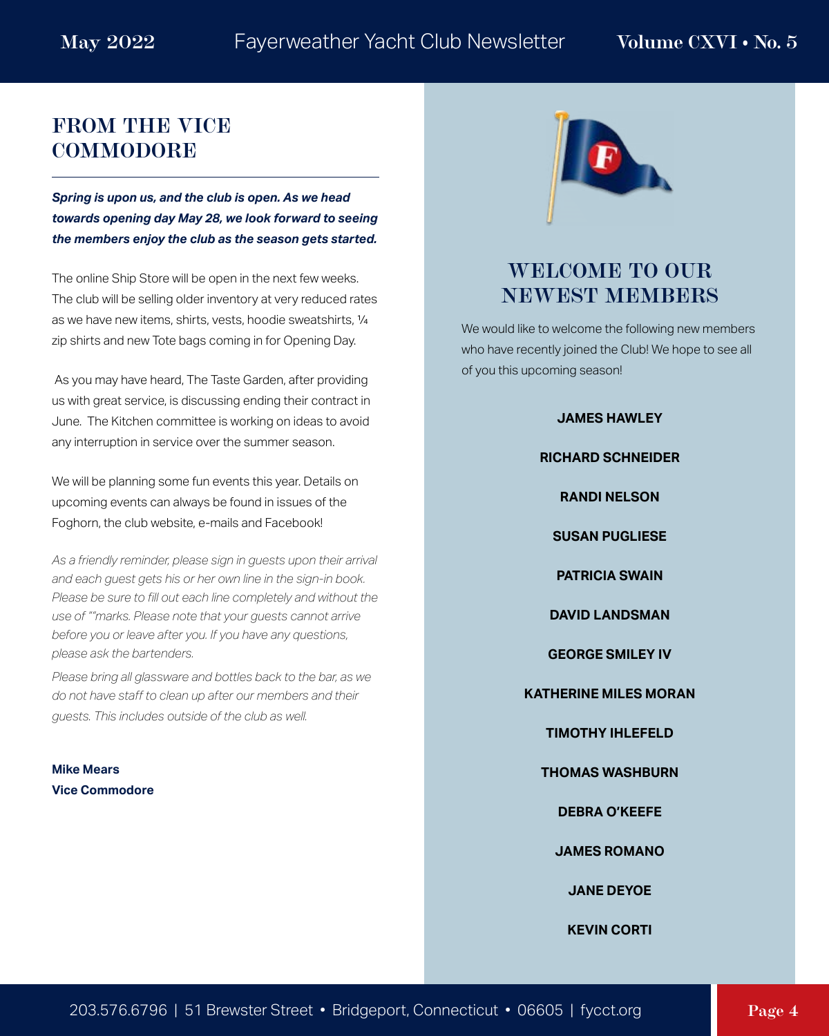## FROM THE VICE COMMODORE

***Spring is upon us, and the club is open. As we head towards opening day May 28, we look forward to seeing the members enjoy the club as the season gets started.***

The online Ship Store will be open in the next few weeks. The club will be selling older inventory at very reduced rates as we have new items, shirts, vests, hoodie sweatshirts, ¼ zip shirts and new Tote bags coming in for Opening Day.

As you may have heard, The Taste Garden, after providing us with great service, is discussing ending their contract in June. The Kitchen committee is working on ideas to avoid any interruption in service over the summer season.

We will be planning some fun events this year. Details on upcoming events can always be found in issues of the Foghorn, the club website, e-mails and Facebook!

*As a friendly reminder, please sign in guests upon their arrival and each guest gets his or her own line in the sign-in book. Please be sure to fill out each line completely and without the use of ""marks. Please note that your guests cannot arrive before you or leave after you. If you have any questions, please ask the bartenders.*

*Please bring all glassware and bottles back to the bar, as we do not have staff to clean up after our members and their guests. This includes outside of the club as well.*

**Mike Mears**
**Vice Commodore**

## WELCOME TO OUR NEWEST MEMBERS

We would like to welcome the following new members who have recently joined the Club! We hope to see all of you this upcoming season!

**JAMES HAWLEY**

**RICHARD SCHNEIDER**

**RANDI NELSON**

**SUSAN PUGLIESE**

**PATRICIA SWAIN**

**DAVID LANDSMAN**

**GEORGE SMILEY IV**

**KATHERINE MILES MORAN**

**TIMOTHY IHLEFELD**

**THOMAS WASHBURN**

**DEBRA O'KEEFE**

**JAMES ROMANO**

**JANE DEYOE**

**KEVIN CORTI**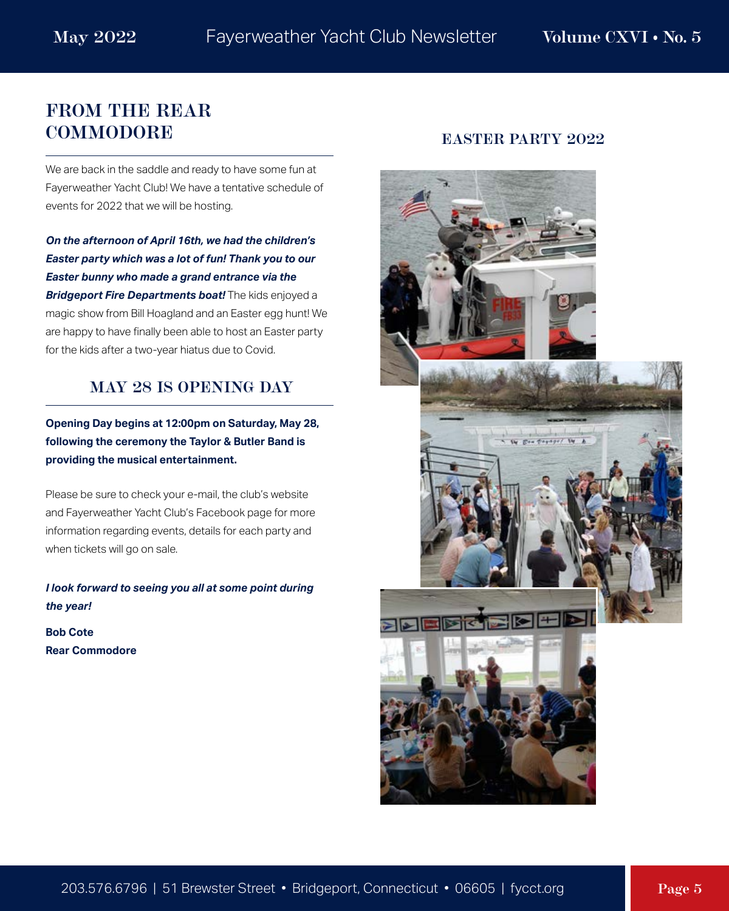## FROM THE REAR COMMODORE

We are back in the saddle and ready to have some fun at Fayerweather Yacht Club! We have a tentative schedule of events for 2022 that we will be hosting.

***On the afternoon of April 16th, we had the children's Easter party which was a lot of fun! Thank you to our Easter bunny who made a grand entrance via the Bridgeport Fire Departments boat!*** The kids enjoyed a magic show from Bill Hoagland and an Easter egg hunt! We are happy to have finally been able to host an Easter party for the kids after a two-year hiatus due to Covid.

## MAY 28 IS OPENING DAY

**Opening Day begins at 12:00pm on Saturday, May 28, following the ceremony the Taylor & Butler Band is providing the musical entertainment.**

Please be sure to check your e-mail, the club's website and Fayerweather Yacht Club's Facebook page for more information regarding events, details for each party and when tickets will go on sale.

***I look forward to seeing you all at some point during the year!***

**Bob Cote**
**Rear Commodore**

## EASTER PARTY 2022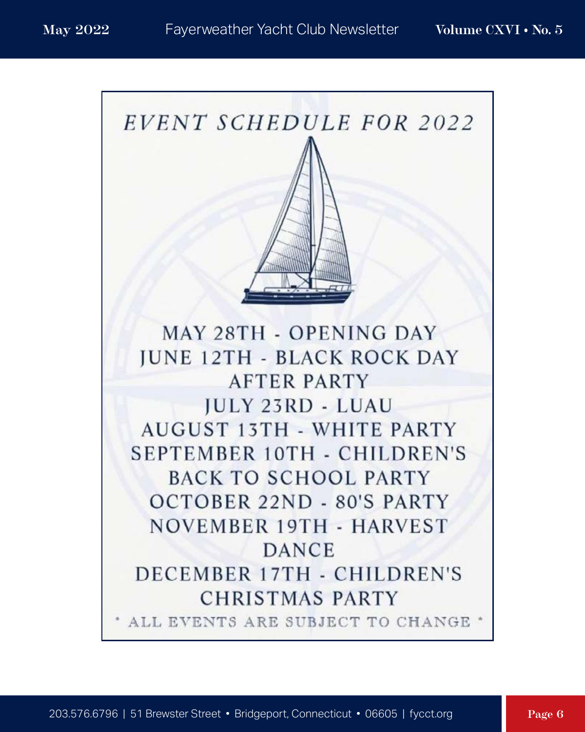# EVENT SCHEDULE FOR 2022

MAY 28TH - OPENING DAY

JUNE 12TH - BLACK ROCK DAY AFTER PARTY

JULY 23RD - LUAU

AUGUST 13TH - WHITE PARTY

SEPTEMBER 10TH - CHILDREN'S BACK TO SCHOOL PARTY

OCTOBER 22ND - 80'S PARTY

NOVEMBER 19TH - HARVEST DANCE

DECEMBER 17TH - CHILDREN'S CHRISTMAS PARTY

* ALL EVENTS ARE SUBJECT TO CHANGE *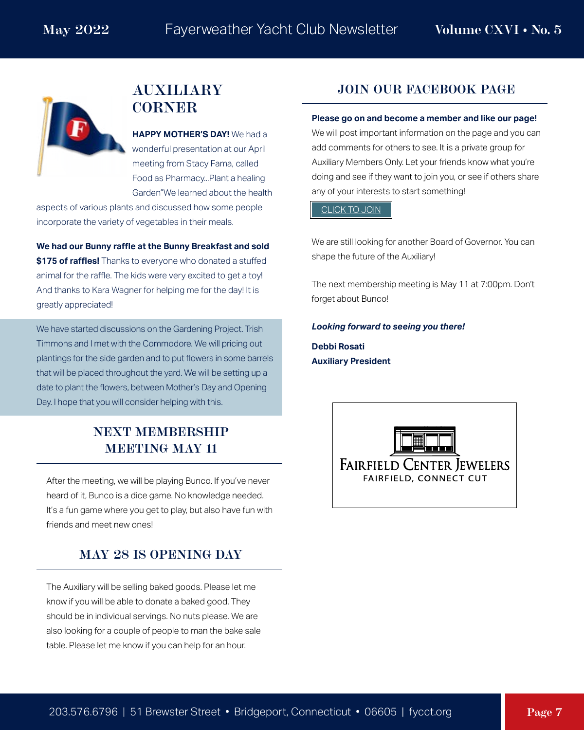## AUXILIARY CORNER

**HAPPY MOTHER'S DAY!** We had a wonderful presentation at our April meeting from Stacy Fama, called Food as Pharmacy...Plant a healing Garden"We learned about the health aspects of various plants and discussed how some people incorporate the variety of vegetables in their meals.

**We had our Bunny raffle at the Bunny Breakfast and sold $175 of raffles!** Thanks to everyone who donated a stuffed animal for the raffle. The kids were very excited to get a toy! And thanks to Kara Wagner for helping me for the day! It is greatly appreciated!

We have started discussions on the Gardening Project. Trish Timmons and I met with the Commodore. We will pricing out plantings for the side garden and to put flowers in some barrels that will be placed throughout the yard. We will be setting up a date to plant the flowers, between Mother's Day and Opening Day. I hope that you will consider helping with this.

## NEXT MEMBERSHIP MEETING MAY 11

After the meeting, we will be playing Bunco. If you've never heard of it, Bunco is a dice game. No knowledge needed. It's a fun game where you get to play, but also have fun with friends and meet new ones!

## MAY 28 IS OPENING DAY

The Auxiliary will be selling baked goods. Please let me know if you will be able to donate a baked good. They should be in individual servings. No nuts please. We are also looking for a couple of people to man the bake sale table. Please let me know if you can help for an hour.

## JOIN OUR FACEBOOK PAGE

**Please go on and become a member and like our page!** We will post important information on the page and you can add comments for others to see. It is a private group for Auxiliary Members Only. Let your friends know what you're doing and see if they want to join you, or see if others share any of your interests to start something!

CLICK TO JOIN

We are still looking for another Board of Governor. You can shape the future of the Auxiliary!

The next membership meeting is May 11 at 7:00pm. Don't forget about Bunco!

***Looking forward to seeing you there!***

**Debbi Rosati**
**Auxiliary President**

FAIRFIELD CENTER JEWELERS
FAIRFIELD, CONNECTICUT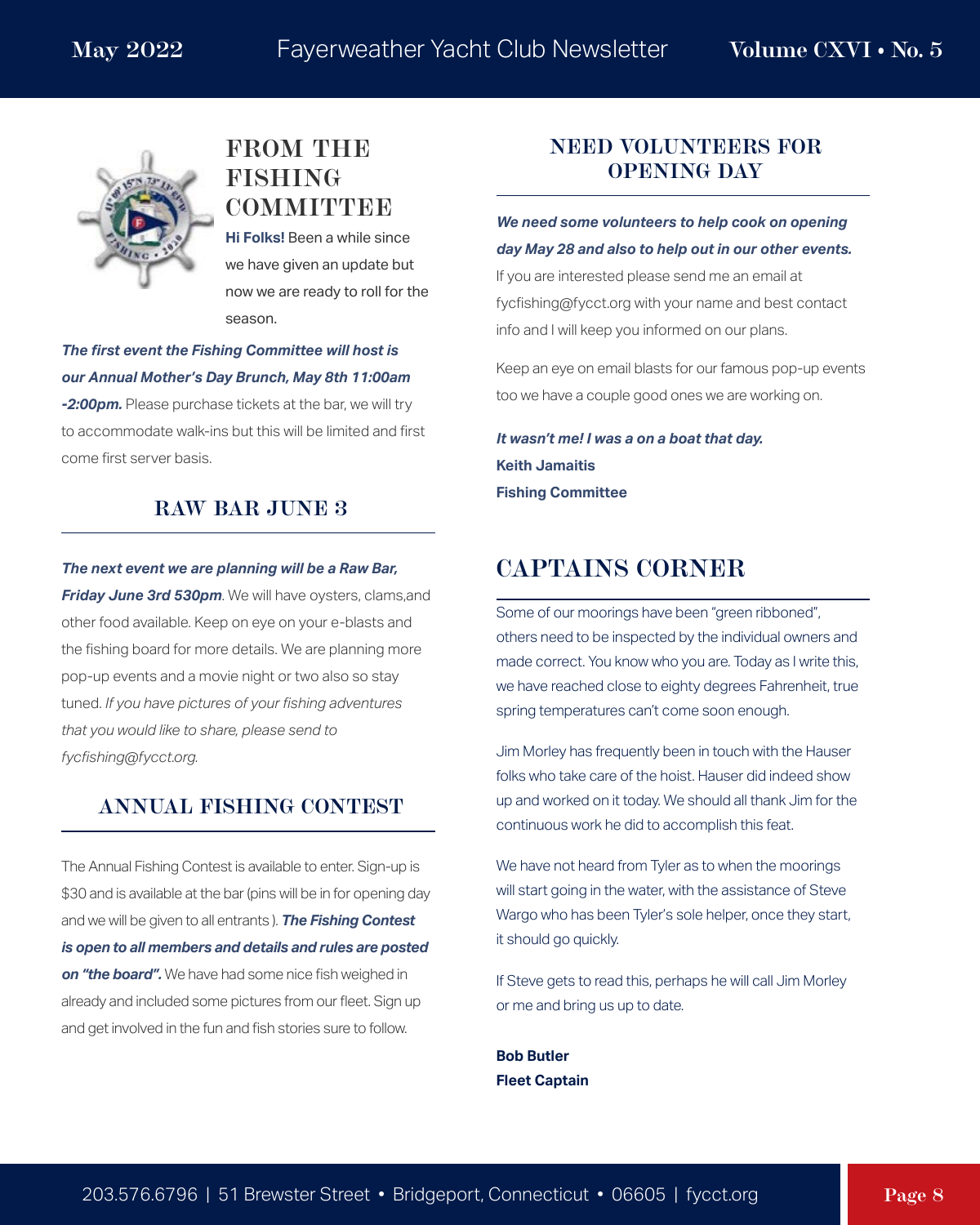## FROM THE FISHING COMMITTEE

**Hi Folks!** Been a while since we have given an update but now we are ready to roll for the season.

***The first event the Fishing Committee will host is our Annual Mother's Day Brunch, May 8th 11:00am -2:00pm.*** Please purchase tickets at the bar, we will try to accommodate walk-ins but this will be limited and first come first server basis.

## RAW BAR JUNE 3

***The next event we are planning will be a Raw Bar, Friday June 3rd 530pm***. We will have oysters, clams,and other food available. Keep on eye on your e-blasts and the fishing board for more details. We are planning more pop-up events and a movie night or two also so stay tuned. *If you have pictures of your fishing adventures that you would like to share, please send to fycfishing@fycct.org.*

## ANNUAL FISHING CONTEST

The Annual Fishing Contest is available to enter. Sign-up is $30 and is available at the bar (pins will be in for opening day and we will be given to all entrants ). ***The Fishing Contest is open to all members and details and rules are posted on "the board".*** We have had some nice fish weighed in already and included some pictures from our fleet. Sign up and get involved in the fun and fish stories sure to follow.

## NEED VOLUNTEERS FOR OPENING DAY

***We need some volunteers to help cook on opening day May 28 and also to help out in our other events.*** If you are interested please send me an email at fycfishing@fycct.org with your name and best contact info and I will keep you informed on our plans.

Keep an eye on email blasts for our famous pop-up events too we have a couple good ones we are working on.

***It wasn't me! I was a on a boat that day.***
**Keith Jamaitis**
**Fishing Committee**

## CAPTAINS CORNER

Some of our moorings have been "green ribboned", others need to be inspected by the individual owners and made correct. You know who you are. Today as I write this, we have reached close to eighty degrees Fahrenheit, true spring temperatures can't come soon enough.

Jim Morley has frequently been in touch with the Hauser folks who take care of the hoist. Hauser did indeed show up and worked on it today. We should all thank Jim for the continuous work he did to accomplish this feat.

We have not heard from Tyler as to when the moorings will start going in the water, with the assistance of Steve Wargo who has been Tyler's sole helper, once they start, it should go quickly.

If Steve gets to read this, perhaps he will call Jim Morley or me and bring us up to date.

**Bob Butler**
**Fleet Captain**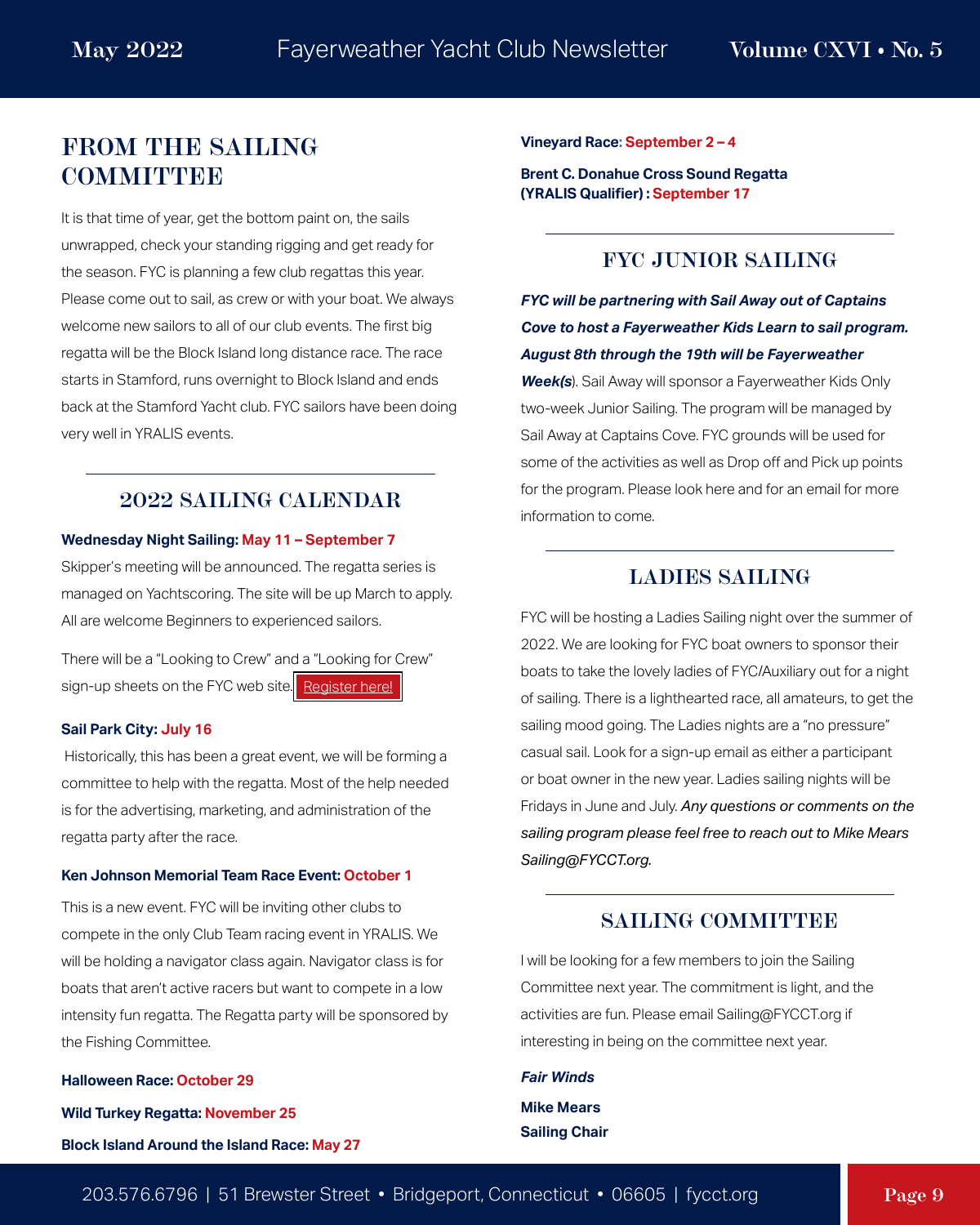## FROM THE SAILING COMMITTEE

It is that time of year, get the bottom paint on, the sails unwrapped, check your standing rigging and get ready for the season. FYC is planning a few club regattas this year. Please come out to sail, as crew or with your boat. We always welcome new sailors to all of our club events. The first big regatta will be the Block Island long distance race. The race starts in Stamford, runs overnight to Block Island and ends back at the Stamford Yacht club. FYC sailors have been doing very well in YRALIS events.

## 2022 SAILING CALENDAR

**Wednesday Night Sailing: May 11 – September 7**

Skipper's meeting will be announced. The regatta series is managed on Yachtscoring. The site will be up March to apply. All are welcome Beginners to experienced sailors.

There will be a "Looking to Crew" and a "Looking for Crew" sign-up sheets on the FYC web site. Register here!

**Sail Park City: July 16**

Historically, this has been a great event, we will be forming a committee to help with the regatta. Most of the help needed is for the advertising, marketing, and administration of the regatta party after the race.

**Ken Johnson Memorial Team Race Event: October 1**

This is a new event. FYC will be inviting other clubs to compete in the only Club Team racing event in YRALIS. We will be holding a navigator class again. Navigator class is for boats that aren't active racers but want to compete in a low intensity fun regatta. The Regatta party will be sponsored by the Fishing Committee.

**Halloween Race: October 29**

**Wild Turkey Regatta: November 25**

**Block Island Around the Island Race: May 27**

**Vineyard Race: September 2 – 4**

**Brent C. Donahue Cross Sound Regatta (YRALIS Qualifier) : September 17**

## FYC JUNIOR SAILING

***FYC will be partnering with Sail Away out of Captains Cove to host a Fayerweather Kids Learn to sail program. August 8th through the 19th will be Fayerweather Week(s***). Sail Away will sponsor a Fayerweather Kids Only two-week Junior Sailing. The program will be managed by Sail Away at Captains Cove. FYC grounds will be used for some of the activities as well as Drop off and Pick up points for the program. Please look here and for an email for more information to come.

## LADIES SAILING

FYC will be hosting a Ladies Sailing night over the summer of 2022. We are looking for FYC boat owners to sponsor their boats to take the lovely ladies of FYC/Auxiliary out for a night of sailing. There is a lighthearted race, all amateurs, to get the sailing mood going. The Ladies nights are a "no pressure" casual sail. Look for a sign-up email as either a participant or boat owner in the new year. Ladies sailing nights will be Fridays in June and July. *Any questions or comments on the sailing program please feel free to reach out to Mike Mears Sailing@FYCCT.org.*

## SAILING COMMITTEE

I will be looking for a few members to join the Sailing Committee next year. The commitment is light, and the activities are fun. Please email Sailing@FYCCT.org if interesting in being on the committee next year.

***Fair Winds***

**Mike Mears**
**Sailing Chair**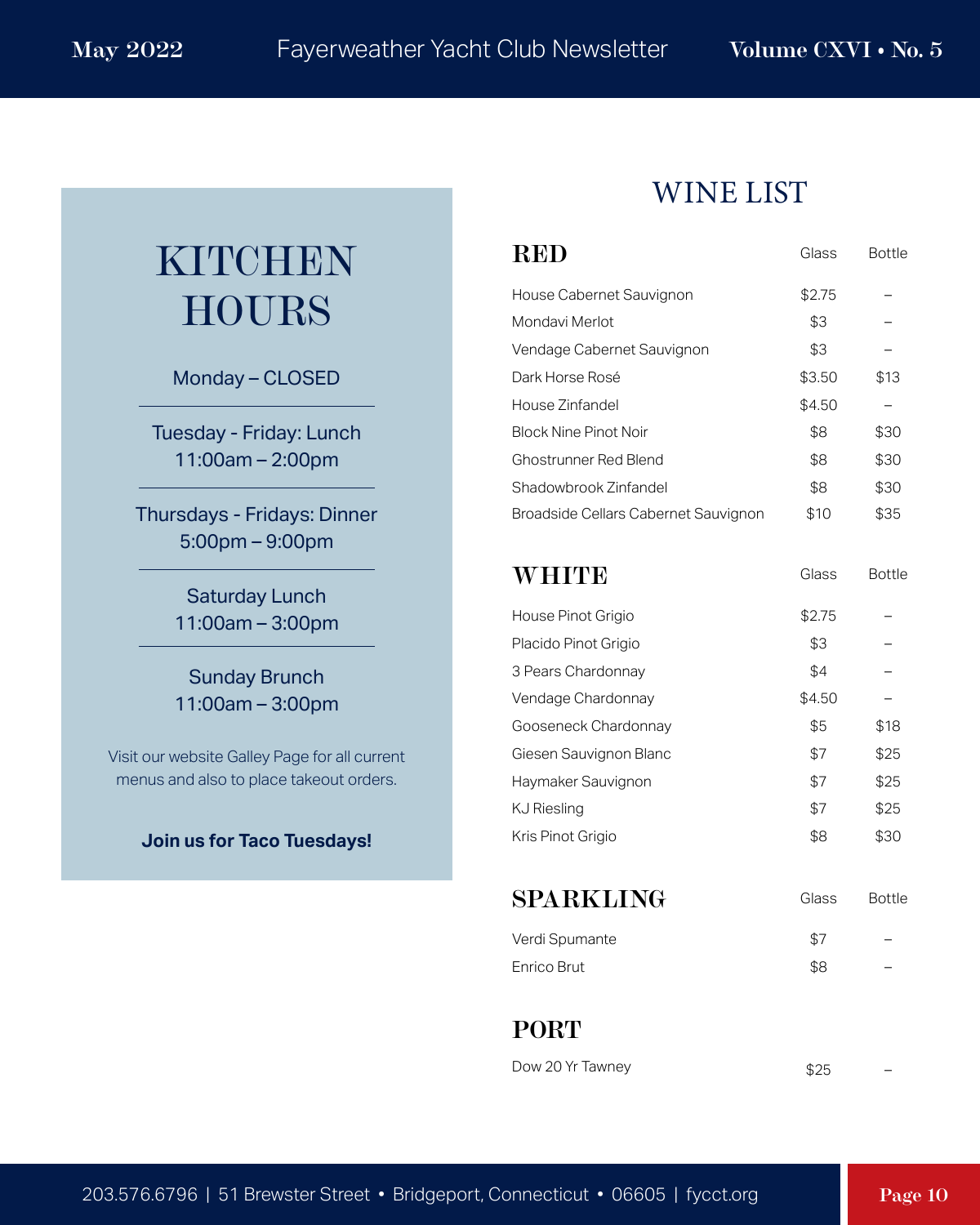# KITCHEN HOURS

Monday – CLOSED

Tuesday - Friday: Lunch
11:00am – 2:00pm

Thursdays - Fridays: Dinner
5:00pm – 9:00pm

Saturday Lunch
11:00am – 3:00pm

Sunday Brunch
11:00am – 3:00pm

Visit our website Galley Page for all current menus and also to place takeout orders.

**Join us for Taco Tuesdays!**

# WINE LIST

## RED

| | Glass | Bottle |
|---|---|---|
| House Cabernet Sauvignon | $2.75 | – |
| Mondavi Merlot | $3 | – |
| Vendage Cabernet Sauvignon | $3 | – |
| Dark Horse Rosé | $3.50 | $13 |
| House Zinfandel | $4.50 | – |
| Block Nine Pinot Noir | $8 | $30 |
| Ghostrunner Red Blend | $8 | $30 |
| Shadowbrook Zinfandel | $8 | $30 |
| Broadside Cellars Cabernet Sauvignon | $10 | $35 |

## WHITE

| | Glass | Bottle |
|---|---|---|
| House Pinot Grigio | $2.75 | – |
| Placido Pinot Grigio | $3 | – |
| 3 Pears Chardonnay | $4 | – |
| Vendage Chardonnay | $4.50 | – |
| Gooseneck Chardonnay | $5 | $18 |
| Giesen Sauvignon Blanc | $7 | $25 |
| Haymaker Sauvignon | $7 | $25 |
| KJ Riesling | $7 | $25 |
| Kris Pinot Grigio | $8 | $30 |

## SPARKLING

| | Glass | Bottle |
|---|---|---|
| Verdi Spumante | $7 | – |
| Enrico Brut | $8 | – |

## PORT

| | | |
|---|---|---|
| Dow 20 Yr Tawney | $25 | – |

203.576.6796 | 51 Brewster Street • Bridgeport, Connecticut • 06605 | fycct.org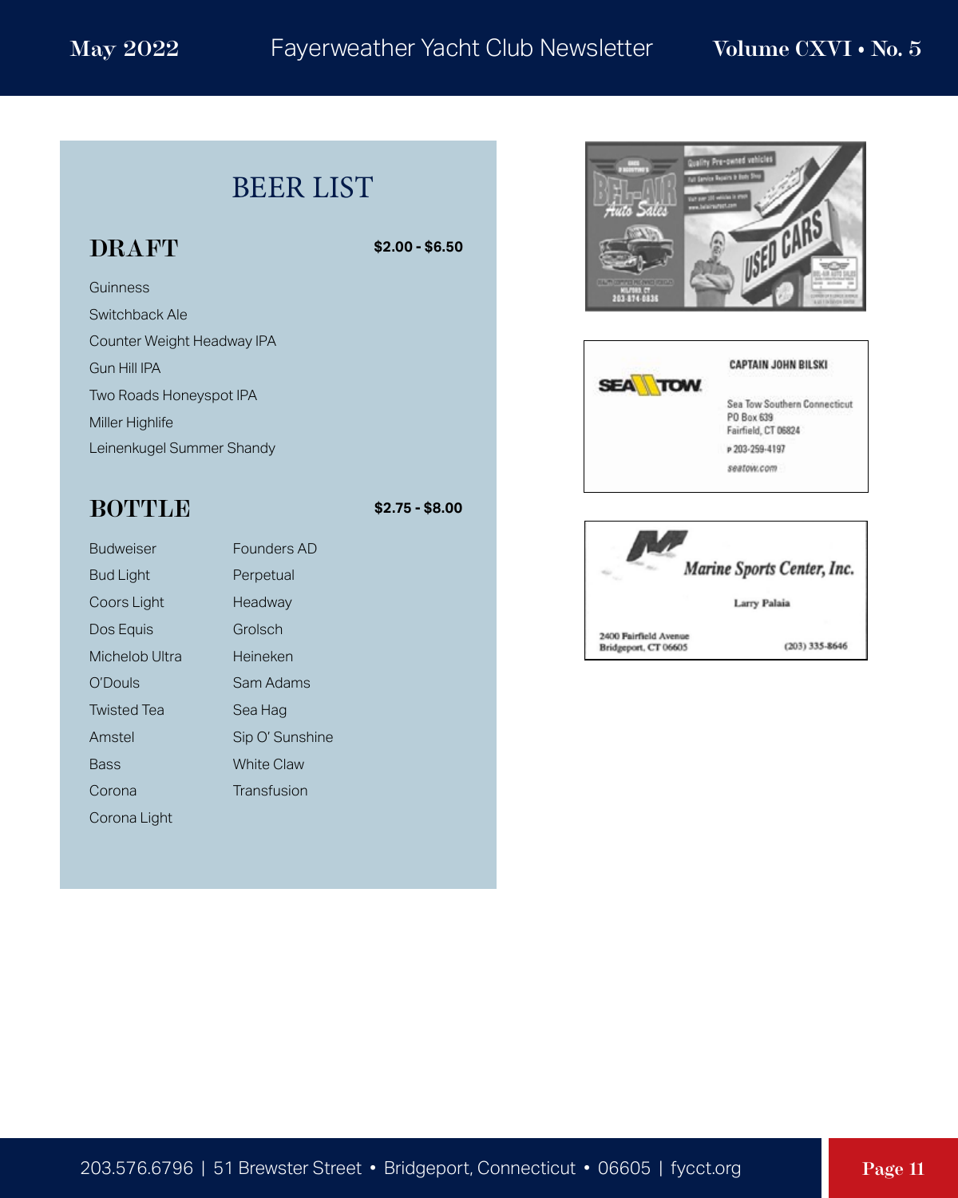# BEER LIST

## DRAFT

**$2.00 - $6.50**

Guinness
Switchback Ale
Counter Weight Headway IPA
Gun Hill IPA
Two Roads Honeyspot IPA
Miller Highlife
Leinenkugel Summer Shandy

## BOTTLE

**$2.75 - $8.00**

Budweiser
Bud Light
Coors Light
Dos Equis
Michelob Ultra
O'Douls
Twisted Tea
Amstel
Bass
Corona
Corona Light
Founders AD
Perpetual
Headway
Grolsch
Heineken
Sam Adams
Sea Hag
Sip O' Sunshine
White Claw
Transfusion

Bel-Air Auto Sales
Quality Pre-owned vehicles
USED CARS
Milford CT
203-874-0836

SEA TOW
CAPTAIN JOHN BILSKI
Sea Tow Southern Connecticut
PO Box 639
Fairfield, CT 06824
P 203-259-4197
seatow.com

Marine Sports Center, Inc.
Larry Palaia
2400 Fairfield Avenue
Bridgeport, CT 06605
(203) 335-8646